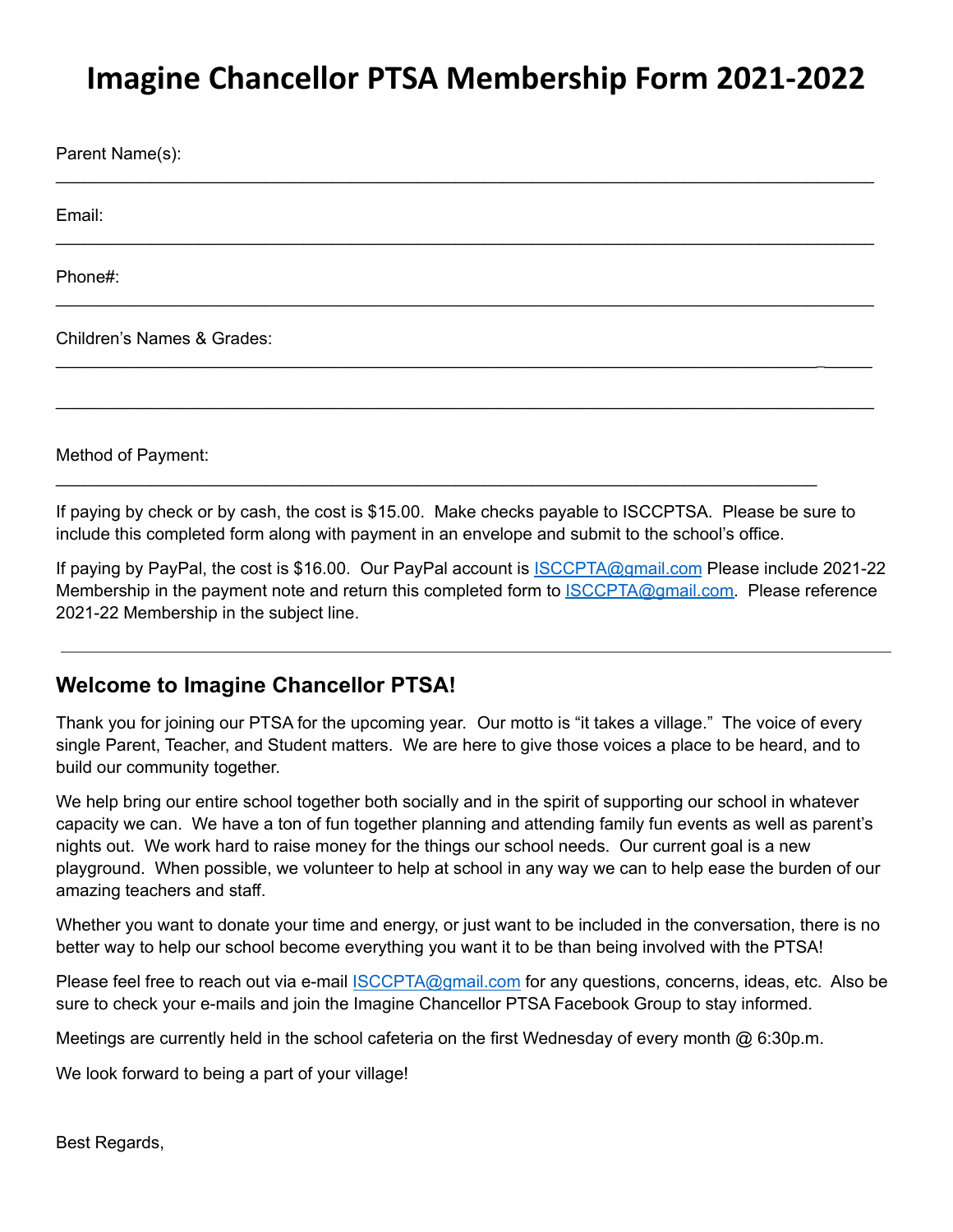# Imagine Chancellor PTSA Membership Form 2021-2022

Parent Name(s):

_______________________________________________________________________________

Email:

_______________________________________________________________________________

Phone#:

_______________________________________________________________________________

Children's Names & Grades:

_______________________________________________________________________________

_______________________________________________________________________________

Method of Payment:

_______________________________________________________________________

If paying by check or by cash, the cost is $15.00. Make checks payable to ISCCPTSA. Please be sure to include this completed form along with payment in an envelope and submit to the school's office.

If paying by PayPal, the cost is $16.00. Our PayPal account is [ISCCPTA@gmail.com](mailto:ISCCPTA@gmail.com) Please include 2021-22 Membership in the payment note and return this completed form to [ISCCPTA@gmail.com](mailto:ISCCPTA@gmail.com). Please reference 2021-22 Membership in the subject line.

---

## Welcome to Imagine Chancellor PTSA!

Thank you for joining our PTSA for the upcoming year. Our motto is "it takes a village." The voice of every single Parent, Teacher, and Student matters. We are here to give those voices a place to be heard, and to build our community together.

We help bring our entire school together both socially and in the spirit of supporting our school in whatever capacity we can. We have a ton of fun together planning and attending family fun events as well as parent's nights out. We work hard to raise money for the things our school needs. Our current goal is a new playground. When possible, we volunteer to help at school in any way we can to help ease the burden of our amazing teachers and staff.

Whether you want to donate your time and energy, or just want to be included in the conversation, there is no better way to help our school become everything you want it to be than being involved with the PTSA!

Please feel free to reach out via e-mail [ISCCPTA@gmail.com](mailto:ISCCPTA@gmail.com) for any questions, concerns, ideas, etc. Also be sure to check your e-mails and join the Imagine Chancellor PTSA Facebook Group to stay informed.

Meetings are currently held in the school cafeteria on the first Wednesday of every month @ 6:30p.m.

We look forward to being a part of your village!

Best Regards,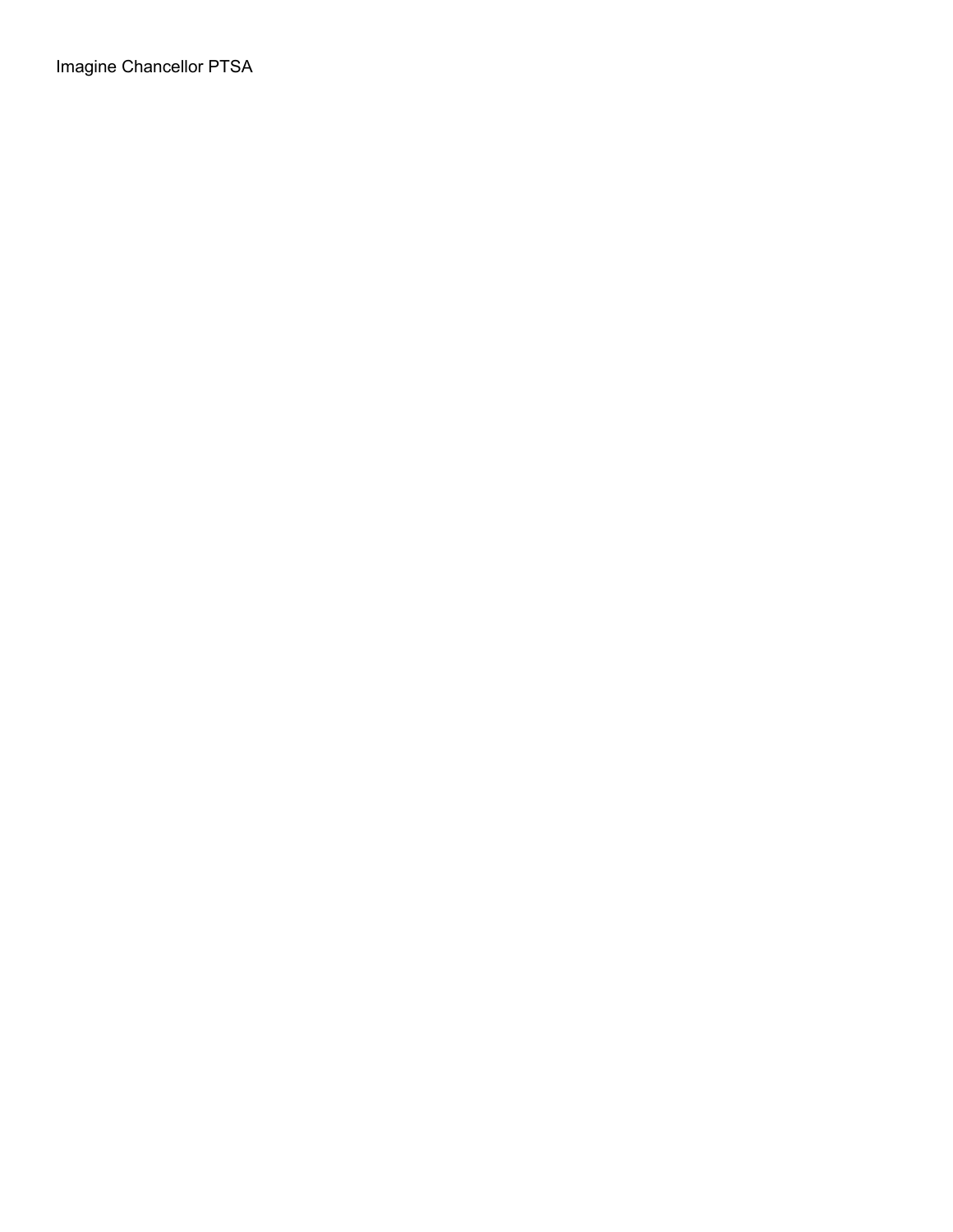Imagine Chancellor PTSA